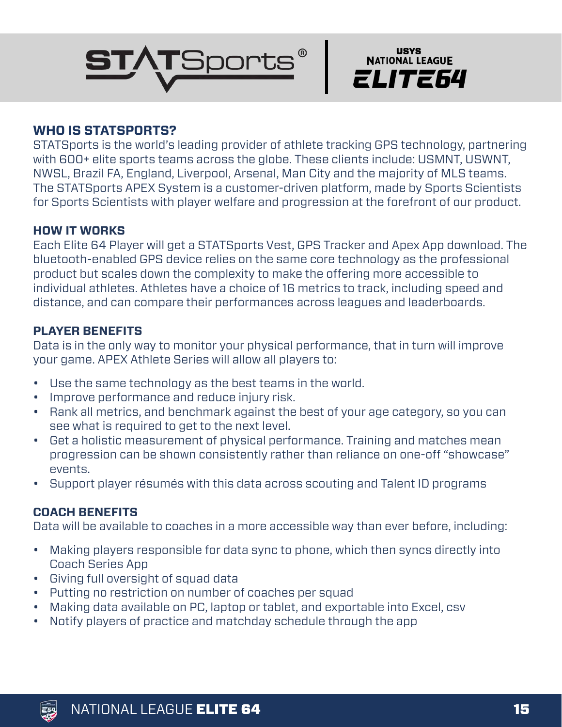STATSports® | USYS NATIONAL LEAGUE ELITE64

## WHO IS STATSPORTS?

STATSports is the world's leading provider of athlete tracking GPS technology, partnering with 600+ elite sports teams across the globe. These clients include: USMNT, USWNT, NWSL, Brazil FA, England, Liverpool, Arsenal, Man City and the majority of MLS teams. The STATSports APEX System is a customer-driven platform, made by Sports Scientists for Sports Scientists with player welfare and progression at the forefront of our product.

## HOW IT WORKS

Each Elite 64 Player will get a STATSports Vest, GPS Tracker and Apex App download. The bluetooth-enabled GPS device relies on the same core technology as the professional product but scales down the complexity to make the offering more accessible to individual athletes. Athletes have a choice of 16 metrics to track, including speed and distance, and can compare their performances across leagues and leaderboards.

## PLAYER BENEFITS

Data is in the only way to monitor your physical performance, that in turn will improve your game. APEX Athlete Series will allow all players to:

- Use the same technology as the best teams in the world.
- Improve performance and reduce injury risk.
- Rank all metrics, and benchmark against the best of your age category, so you can see what is required to get to the next level.
- Get a holistic measurement of physical performance. Training and matches mean progression can be shown consistently rather than reliance on one-off "showcase" events.
- Support player résumés with this data across scouting and Talent ID programs

## COACH BENEFITS

Data will be available to coaches in a more accessible way than ever before, including:

- Making players responsible for data sync to phone, which then syncs directly into Coach Series App
- Giving full oversight of squad data
- Putting no restriction on number of coaches per squad
- Making data available on PC, laptop or tablet, and exportable into Excel, csv
- Notify players of practice and matchday schedule through the app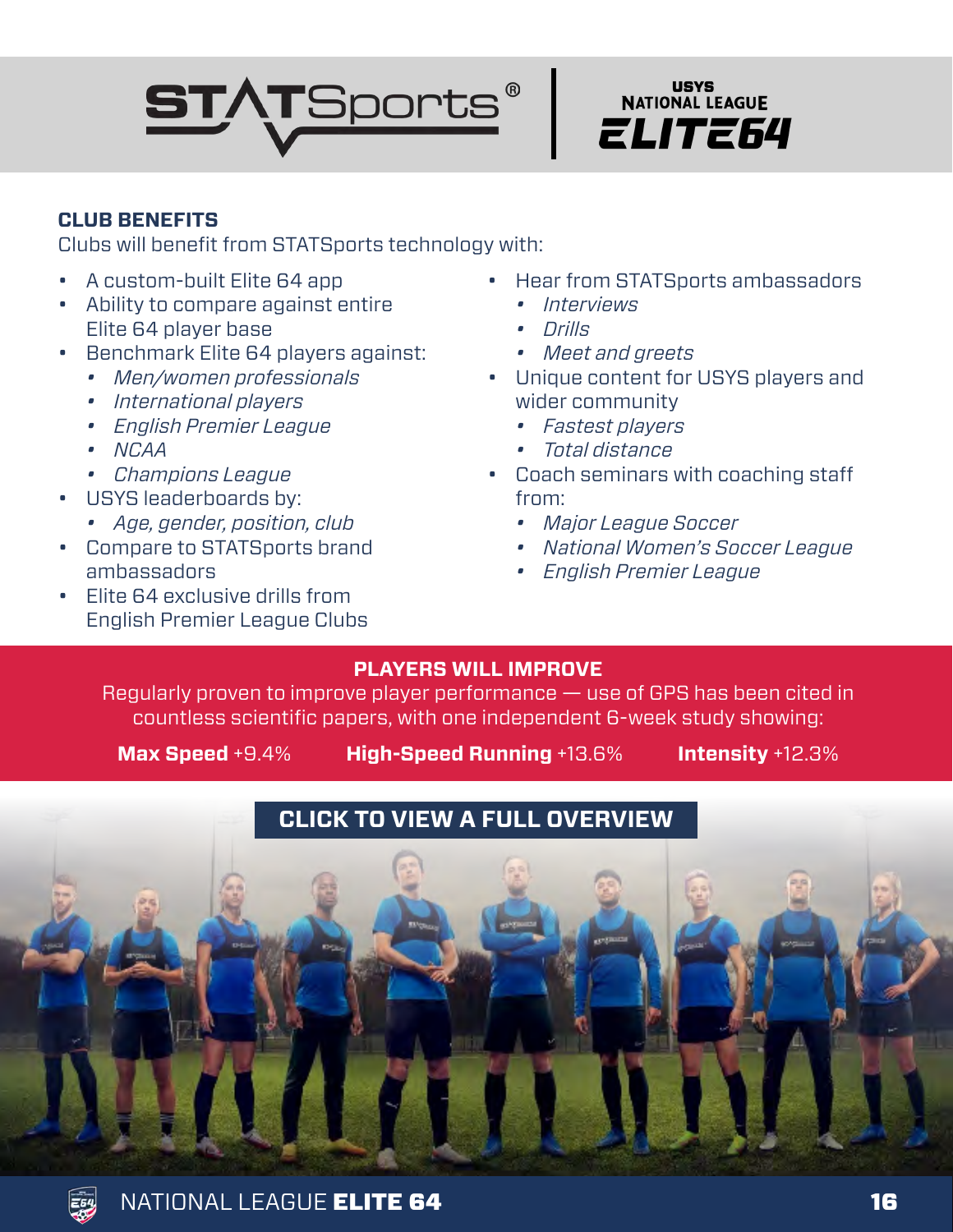STATSports® | USYS NATIONAL LEAGUE ELITE64

## CLUB BENEFITS

Clubs will benefit from STATSports technology with:

- A custom-built Elite 64 app
- Ability to compare against entire Elite 64 player base
- Benchmark Elite 64 players against:
  - *Men/women professionals*
  - *International players*
  - *English Premier League*
  - *NCAA*
  - *Champions League*
- USYS leaderboards by:
  - *Age, gender, position, club*
- Compare to STATSports brand ambassadors
- Elite 64 exclusive drills from English Premier League Clubs
- Hear from STATSports ambassadors
  - *Interviews*
  - *Drills*
  - *Meet and greets*
- Unique content for USYS players and wider community
  - *Fastest players*
  - *Total distance*
- Coach seminars with coaching staff from:
  - *Major League Soccer*
  - *National Women's Soccer League*
  - *English Premier League*

## PLAYERS WILL IMPROVE

Regularly proven to improve player performance — use of GPS has been cited in countless scientific papers, with one independent 6-week study showing:

**Max Speed** +9.4% **High-Speed Running** +13.6% **Intensity** +12.3%

**CLICK TO VIEW A FULL OVERVIEW**